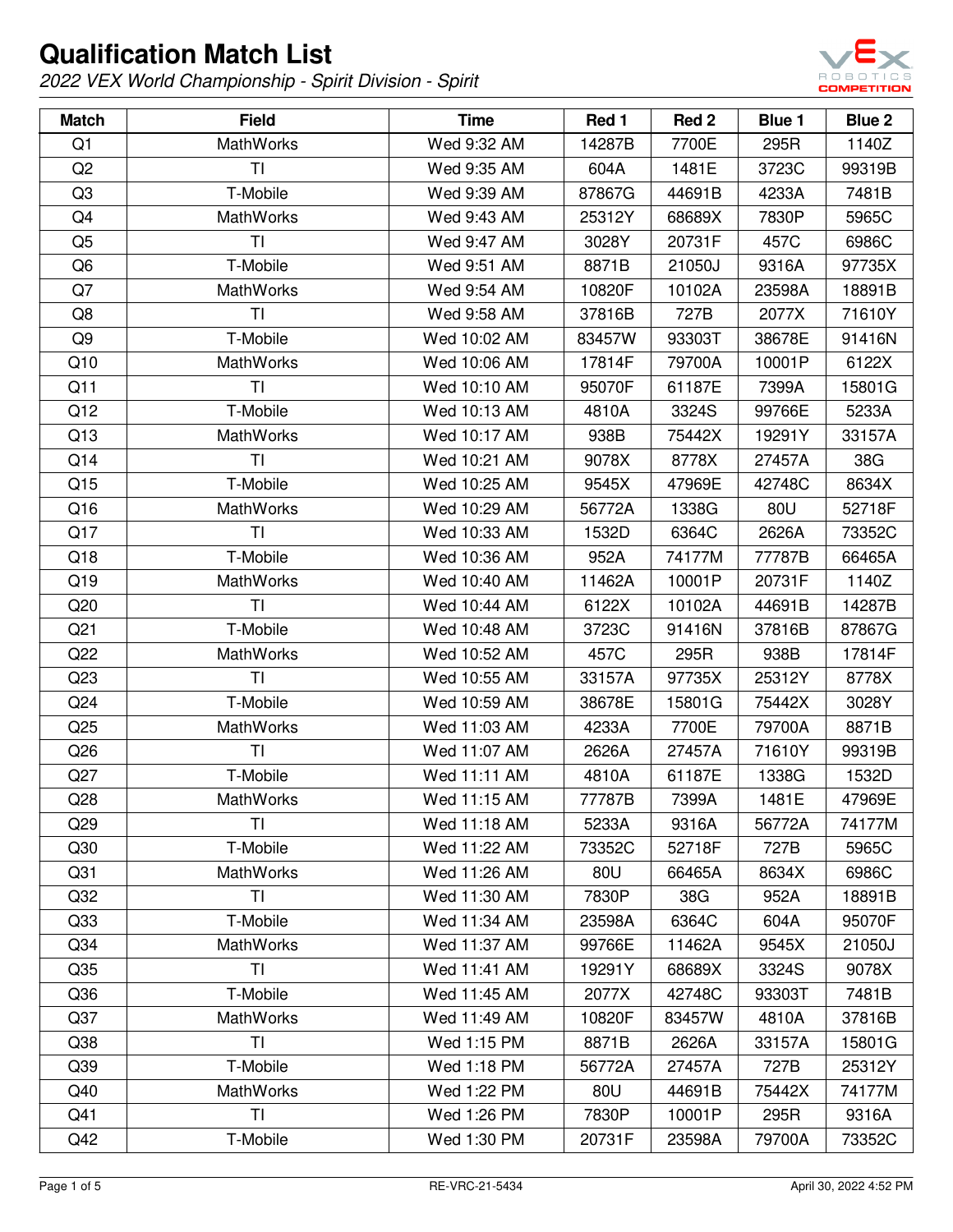# Qualification Match List

*2022 VEX World Championship - Spirit Division - Spirit*

| Match | Field | Time | Red 1 | Red 2 | Blue 1 | Blue 2 |
|---|---|---|---|---|---|---|
| Q1 | MathWorks | Wed 9:32 AM | 14287B | 7700E | 295R | 1140Z |
| Q2 | TI | Wed 9:35 AM | 604A | 1481E | 3723C | 99319B |
| Q3 | T-Mobile | Wed 9:39 AM | 87867G | 44691B | 4233A | 7481B |
| Q4 | MathWorks | Wed 9:43 AM | 25312Y | 68689X | 7830P | 5965C |
| Q5 | TI | Wed 9:47 AM | 3028Y | 20731F | 457C | 6986C |
| Q6 | T-Mobile | Wed 9:51 AM | 8871B | 21050J | 9316A | 97735X |
| Q7 | MathWorks | Wed 9:54 AM | 10820F | 10102A | 23598A | 18891B |
| Q8 | TI | Wed 9:58 AM | 37816B | 727B | 2077X | 71610Y |
| Q9 | T-Mobile | Wed 10:02 AM | 83457W | 93303T | 38678E | 91416N |
| Q10 | MathWorks | Wed 10:06 AM | 17814F | 79700A | 10001P | 6122X |
| Q11 | TI | Wed 10:10 AM | 95070F | 61187E | 7399A | 15801G |
| Q12 | T-Mobile | Wed 10:13 AM | 4810A | 3324S | 99766E | 5233A |
| Q13 | MathWorks | Wed 10:17 AM | 938B | 75442X | 19291Y | 33157A |
| Q14 | TI | Wed 10:21 AM | 9078X | 8778X | 27457A | 38G |
| Q15 | T-Mobile | Wed 10:25 AM | 9545X | 47969E | 42748C | 8634X |
| Q16 | MathWorks | Wed 10:29 AM | 56772A | 1338G | 80U | 52718F |
| Q17 | TI | Wed 10:33 AM | 1532D | 6364C | 2626A | 73352C |
| Q18 | T-Mobile | Wed 10:36 AM | 952A | 74177M | 77787B | 66465A |
| Q19 | MathWorks | Wed 10:40 AM | 11462A | 10001P | 20731F | 1140Z |
| Q20 | TI | Wed 10:44 AM | 6122X | 10102A | 44691B | 14287B |
| Q21 | T-Mobile | Wed 10:48 AM | 3723C | 91416N | 37816B | 87867G |
| Q22 | MathWorks | Wed 10:52 AM | 457C | 295R | 938B | 17814F |
| Q23 | TI | Wed 10:55 AM | 33157A | 97735X | 25312Y | 8778X |
| Q24 | T-Mobile | Wed 10:59 AM | 38678E | 15801G | 75442X | 3028Y |
| Q25 | MathWorks | Wed 11:03 AM | 4233A | 7700E | 79700A | 8871B |
| Q26 | TI | Wed 11:07 AM | 2626A | 27457A | 71610Y | 99319B |
| Q27 | T-Mobile | Wed 11:11 AM | 4810A | 61187E | 1338G | 1532D |
| Q28 | MathWorks | Wed 11:15 AM | 77787B | 7399A | 1481E | 47969E |
| Q29 | TI | Wed 11:18 AM | 5233A | 9316A | 56772A | 74177M |
| Q30 | T-Mobile | Wed 11:22 AM | 73352C | 52718F | 727B | 5965C |
| Q31 | MathWorks | Wed 11:26 AM | 80U | 66465A | 8634X | 6986C |
| Q32 | TI | Wed 11:30 AM | 7830P | 38G | 952A | 18891B |
| Q33 | T-Mobile | Wed 11:34 AM | 23598A | 6364C | 604A | 95070F |
| Q34 | MathWorks | Wed 11:37 AM | 99766E | 11462A | 9545X | 21050J |
| Q35 | TI | Wed 11:41 AM | 19291Y | 68689X | 3324S | 9078X |
| Q36 | T-Mobile | Wed 11:45 AM | 2077X | 42748C | 93303T | 7481B |
| Q37 | MathWorks | Wed 11:49 AM | 10820F | 83457W | 4810A | 37816B |
| Q38 | TI | Wed 1:15 PM | 8871B | 2626A | 33157A | 15801G |
| Q39 | T-Mobile | Wed 1:18 PM | 56772A | 27457A | 727B | 25312Y |
| Q40 | MathWorks | Wed 1:22 PM | 80U | 44691B | 75442X | 74177M |
| Q41 | TI | Wed 1:26 PM | 7830P | 10001P | 295R | 9316A |
| Q42 | T-Mobile | Wed 1:30 PM | 20731F | 23598A | 79700A | 73352C |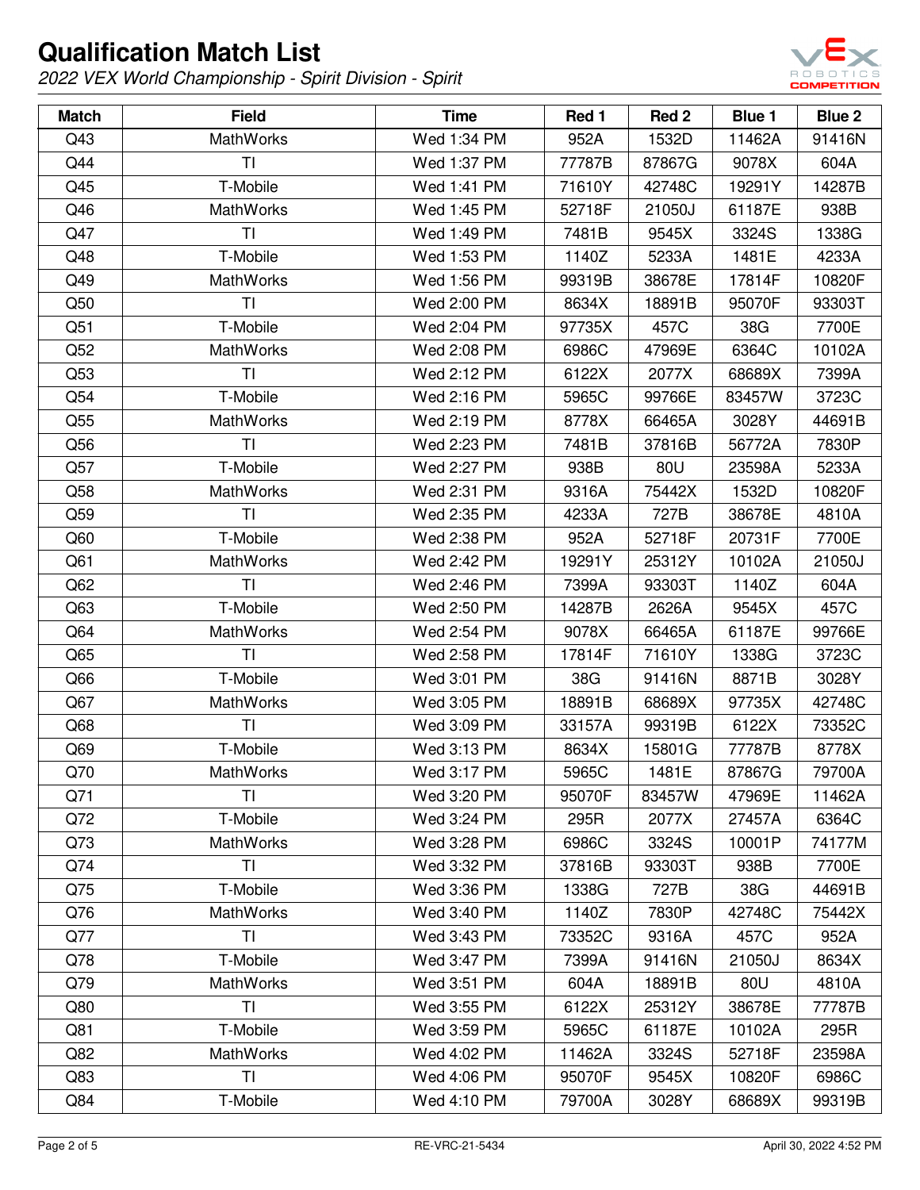# Qualification Match List

*2022 VEX World Championship - Spirit Division - Spirit*

| Match | Field | Time | Red 1 | Red 2 | Blue 1 | Blue 2 |
|---|---|---|---|---|---|---|
| Q43 | MathWorks | Wed 1:34 PM | 952A | 1532D | 11462A | 91416N |
| Q44 | TI | Wed 1:37 PM | 77787B | 87867G | 9078X | 604A |
| Q45 | T-Mobile | Wed 1:41 PM | 71610Y | 42748C | 19291Y | 14287B |
| Q46 | MathWorks | Wed 1:45 PM | 52718F | 21050J | 61187E | 938B |
| Q47 | TI | Wed 1:49 PM | 7481B | 9545X | 3324S | 1338G |
| Q48 | T-Mobile | Wed 1:53 PM | 1140Z | 5233A | 1481E | 4233A |
| Q49 | MathWorks | Wed 1:56 PM | 99319B | 38678E | 17814F | 10820F |
| Q50 | TI | Wed 2:00 PM | 8634X | 18891B | 95070F | 93303T |
| Q51 | T-Mobile | Wed 2:04 PM | 97735X | 457C | 38G | 7700E |
| Q52 | MathWorks | Wed 2:08 PM | 6986C | 47969E | 6364C | 10102A |
| Q53 | TI | Wed 2:12 PM | 6122X | 2077X | 68689X | 7399A |
| Q54 | T-Mobile | Wed 2:16 PM | 5965C | 99766E | 83457W | 3723C |
| Q55 | MathWorks | Wed 2:19 PM | 8778X | 66465A | 3028Y | 44691B |
| Q56 | TI | Wed 2:23 PM | 7481B | 37816B | 56772A | 7830P |
| Q57 | T-Mobile | Wed 2:27 PM | 938B | 80U | 23598A | 5233A |
| Q58 | MathWorks | Wed 2:31 PM | 9316A | 75442X | 1532D | 10820F |
| Q59 | TI | Wed 2:35 PM | 4233A | 727B | 38678E | 4810A |
| Q60 | T-Mobile | Wed 2:38 PM | 952A | 52718F | 20731F | 7700E |
| Q61 | MathWorks | Wed 2:42 PM | 19291Y | 25312Y | 10102A | 21050J |
| Q62 | TI | Wed 2:46 PM | 7399A | 93303T | 1140Z | 604A |
| Q63 | T-Mobile | Wed 2:50 PM | 14287B | 2626A | 9545X | 457C |
| Q64 | MathWorks | Wed 2:54 PM | 9078X | 66465A | 61187E | 99766E |
| Q65 | TI | Wed 2:58 PM | 17814F | 71610Y | 1338G | 3723C |
| Q66 | T-Mobile | Wed 3:01 PM | 38G | 91416N | 8871B | 3028Y |
| Q67 | MathWorks | Wed 3:05 PM | 18891B | 68689X | 97735X | 42748C |
| Q68 | TI | Wed 3:09 PM | 33157A | 99319B | 6122X | 73352C |
| Q69 | T-Mobile | Wed 3:13 PM | 8634X | 15801G | 77787B | 8778X |
| Q70 | MathWorks | Wed 3:17 PM | 5965C | 1481E | 87867G | 79700A |
| Q71 | TI | Wed 3:20 PM | 95070F | 83457W | 47969E | 11462A |
| Q72 | T-Mobile | Wed 3:24 PM | 295R | 2077X | 27457A | 6364C |
| Q73 | MathWorks | Wed 3:28 PM | 6986C | 3324S | 10001P | 74177M |
| Q74 | TI | Wed 3:32 PM | 37816B | 93303T | 938B | 7700E |
| Q75 | T-Mobile | Wed 3:36 PM | 1338G | 727B | 38G | 44691B |
| Q76 | MathWorks | Wed 3:40 PM | 1140Z | 7830P | 42748C | 75442X |
| Q77 | TI | Wed 3:43 PM | 73352C | 9316A | 457C | 952A |
| Q78 | T-Mobile | Wed 3:47 PM | 7399A | 91416N | 21050J | 8634X |
| Q79 | MathWorks | Wed 3:51 PM | 604A | 18891B | 80U | 4810A |
| Q80 | TI | Wed 3:55 PM | 6122X | 25312Y | 38678E | 77787B |
| Q81 | T-Mobile | Wed 3:59 PM | 5965C | 61187E | 10102A | 295R |
| Q82 | MathWorks | Wed 4:02 PM | 11462A | 3324S | 52718F | 23598A |
| Q83 | TI | Wed 4:06 PM | 95070F | 9545X | 10820F | 6986C |
| Q84 | T-Mobile | Wed 4:10 PM | 79700A | 3028Y | 68689X | 99319B |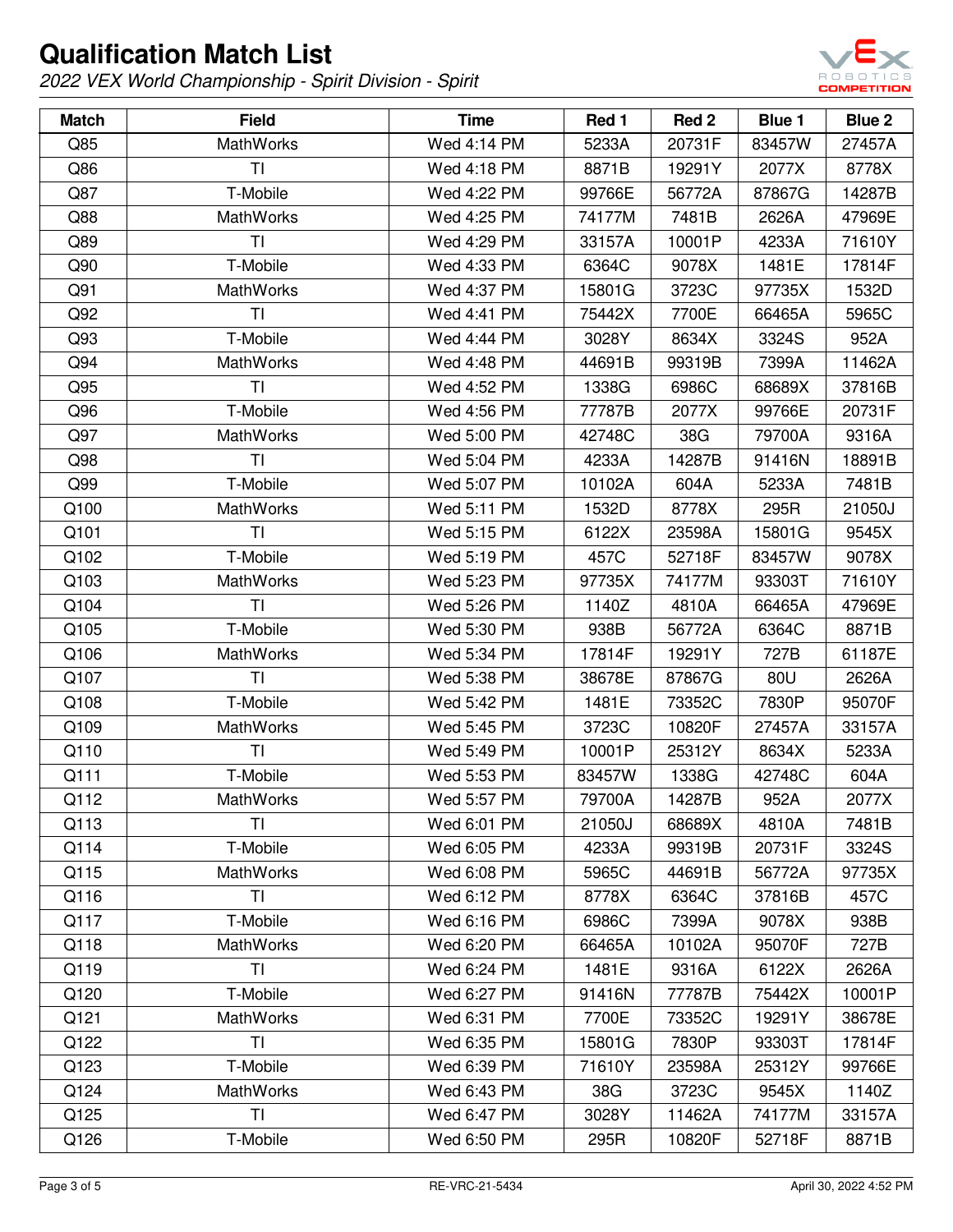# Qualification Match List

*2022 VEX World Championship - Spirit Division - Spirit*

| Match | Field | Time | Red 1 | Red 2 | Blue 1 | Blue 2 |
|---|---|---|---|---|---|---|
| Q85 | MathWorks | Wed 4:14 PM | 5233A | 20731F | 83457W | 27457A |
| Q86 | TI | Wed 4:18 PM | 8871B | 19291Y | 2077X | 8778X |
| Q87 | T-Mobile | Wed 4:22 PM | 99766E | 56772A | 87867G | 14287B |
| Q88 | MathWorks | Wed 4:25 PM | 74177M | 7481B | 2626A | 47969E |
| Q89 | TI | Wed 4:29 PM | 33157A | 10001P | 4233A | 71610Y |
| Q90 | T-Mobile | Wed 4:33 PM | 6364C | 9078X | 1481E | 17814F |
| Q91 | MathWorks | Wed 4:37 PM | 15801G | 3723C | 97735X | 1532D |
| Q92 | TI | Wed 4:41 PM | 75442X | 7700E | 66465A | 5965C |
| Q93 | T-Mobile | Wed 4:44 PM | 3028Y | 8634X | 3324S | 952A |
| Q94 | MathWorks | Wed 4:48 PM | 44691B | 99319B | 7399A | 11462A |
| Q95 | TI | Wed 4:52 PM | 1338G | 6986C | 68689X | 37816B |
| Q96 | T-Mobile | Wed 4:56 PM | 77787B | 2077X | 99766E | 20731F |
| Q97 | MathWorks | Wed 5:00 PM | 42748C | 38G | 79700A | 9316A |
| Q98 | TI | Wed 5:04 PM | 4233A | 14287B | 91416N | 18891B |
| Q99 | T-Mobile | Wed 5:07 PM | 10102A | 604A | 5233A | 7481B |
| Q100 | MathWorks | Wed 5:11 PM | 1532D | 8778X | 295R | 21050J |
| Q101 | TI | Wed 5:15 PM | 6122X | 23598A | 15801G | 9545X |
| Q102 | T-Mobile | Wed 5:19 PM | 457C | 52718F | 83457W | 9078X |
| Q103 | MathWorks | Wed 5:23 PM | 97735X | 74177M | 93303T | 71610Y |
| Q104 | TI | Wed 5:26 PM | 1140Z | 4810A | 66465A | 47969E |
| Q105 | T-Mobile | Wed 5:30 PM | 938B | 56772A | 6364C | 8871B |
| Q106 | MathWorks | Wed 5:34 PM | 17814F | 19291Y | 727B | 61187E |
| Q107 | TI | Wed 5:38 PM | 38678E | 87867G | 80U | 2626A |
| Q108 | T-Mobile | Wed 5:42 PM | 1481E | 73352C | 7830P | 95070F |
| Q109 | MathWorks | Wed 5:45 PM | 3723C | 10820F | 27457A | 33157A |
| Q110 | TI | Wed 5:49 PM | 10001P | 25312Y | 8634X | 5233A |
| Q111 | T-Mobile | Wed 5:53 PM | 83457W | 1338G | 42748C | 604A |
| Q112 | MathWorks | Wed 5:57 PM | 79700A | 14287B | 952A | 2077X |
| Q113 | TI | Wed 6:01 PM | 21050J | 68689X | 4810A | 7481B |
| Q114 | T-Mobile | Wed 6:05 PM | 4233A | 99319B | 20731F | 3324S |
| Q115 | MathWorks | Wed 6:08 PM | 5965C | 44691B | 56772A | 97735X |
| Q116 | TI | Wed 6:12 PM | 8778X | 6364C | 37816B | 457C |
| Q117 | T-Mobile | Wed 6:16 PM | 6986C | 7399A | 9078X | 938B |
| Q118 | MathWorks | Wed 6:20 PM | 66465A | 10102A | 95070F | 727B |
| Q119 | TI | Wed 6:24 PM | 1481E | 9316A | 6122X | 2626A |
| Q120 | T-Mobile | Wed 6:27 PM | 91416N | 77787B | 75442X | 10001P |
| Q121 | MathWorks | Wed 6:31 PM | 7700E | 73352C | 19291Y | 38678E |
| Q122 | TI | Wed 6:35 PM | 15801G | 7830P | 93303T | 17814F |
| Q123 | T-Mobile | Wed 6:39 PM | 71610Y | 23598A | 25312Y | 99766E |
| Q124 | MathWorks | Wed 6:43 PM | 38G | 3723C | 9545X | 1140Z |
| Q125 | TI | Wed 6:47 PM | 3028Y | 11462A | 74177M | 33157A |
| Q126 | T-Mobile | Wed 6:50 PM | 295R | 10820F | 52718F | 8871B |

RE-VRC-21-5434

April 30, 2022 4:52 PM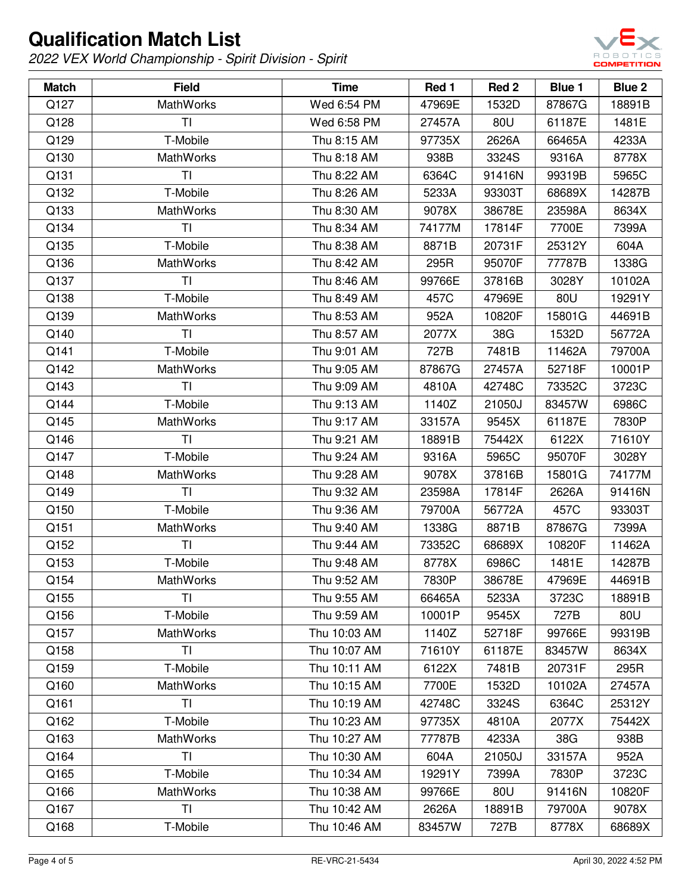# Qualification Match List

*2022 VEX World Championship - Spirit Division - Spirit*

| Match | Field | Time | Red 1 | Red 2 | Blue 1 | Blue 2 |
|---|---|---|---|---|---|---|
| Q127 | MathWorks | Wed 6:54 PM | 47969E | 1532D | 87867G | 18891B |
| Q128 | TI | Wed 6:58 PM | 27457A | 80U | 61187E | 1481E |
| Q129 | T-Mobile | Thu 8:15 AM | 97735X | 2626A | 66465A | 4233A |
| Q130 | MathWorks | Thu 8:18 AM | 938B | 3324S | 9316A | 8778X |
| Q131 | TI | Thu 8:22 AM | 6364C | 91416N | 99319B | 5965C |
| Q132 | T-Mobile | Thu 8:26 AM | 5233A | 93303T | 68689X | 14287B |
| Q133 | MathWorks | Thu 8:30 AM | 9078X | 38678E | 23598A | 8634X |
| Q134 | TI | Thu 8:34 AM | 74177M | 17814F | 7700E | 7399A |
| Q135 | T-Mobile | Thu 8:38 AM | 8871B | 20731F | 25312Y | 604A |
| Q136 | MathWorks | Thu 8:42 AM | 295R | 95070F | 77787B | 1338G |
| Q137 | TI | Thu 8:46 AM | 99766E | 37816B | 3028Y | 10102A |
| Q138 | T-Mobile | Thu 8:49 AM | 457C | 47969E | 80U | 19291Y |
| Q139 | MathWorks | Thu 8:53 AM | 952A | 10820F | 15801G | 44691B |
| Q140 | TI | Thu 8:57 AM | 2077X | 38G | 1532D | 56772A |
| Q141 | T-Mobile | Thu 9:01 AM | 727B | 7481B | 11462A | 79700A |
| Q142 | MathWorks | Thu 9:05 AM | 87867G | 27457A | 52718F | 10001P |
| Q143 | TI | Thu 9:09 AM | 4810A | 42748C | 73352C | 3723C |
| Q144 | T-Mobile | Thu 9:13 AM | 1140Z | 21050J | 83457W | 6986C |
| Q145 | MathWorks | Thu 9:17 AM | 33157A | 9545X | 61187E | 7830P |
| Q146 | TI | Thu 9:21 AM | 18891B | 75442X | 6122X | 71610Y |
| Q147 | T-Mobile | Thu 9:24 AM | 9316A | 5965C | 95070F | 3028Y |
| Q148 | MathWorks | Thu 9:28 AM | 9078X | 37816B | 15801G | 74177M |
| Q149 | TI | Thu 9:32 AM | 23598A | 17814F | 2626A | 91416N |
| Q150 | T-Mobile | Thu 9:36 AM | 79700A | 56772A | 457C | 93303T |
| Q151 | MathWorks | Thu 9:40 AM | 1338G | 8871B | 87867G | 7399A |
| Q152 | TI | Thu 9:44 AM | 73352C | 68689X | 10820F | 11462A |
| Q153 | T-Mobile | Thu 9:48 AM | 8778X | 6986C | 1481E | 14287B |
| Q154 | MathWorks | Thu 9:52 AM | 7830P | 38678E | 47969E | 44691B |
| Q155 | TI | Thu 9:55 AM | 66465A | 5233A | 3723C | 18891B |
| Q156 | T-Mobile | Thu 9:59 AM | 10001P | 9545X | 727B | 80U |
| Q157 | MathWorks | Thu 10:03 AM | 1140Z | 52718F | 99766E | 99319B |
| Q158 | TI | Thu 10:07 AM | 71610Y | 61187E | 83457W | 8634X |
| Q159 | T-Mobile | Thu 10:11 AM | 6122X | 7481B | 20731F | 295R |
| Q160 | MathWorks | Thu 10:15 AM | 7700E | 1532D | 10102A | 27457A |
| Q161 | TI | Thu 10:19 AM | 42748C | 3324S | 6364C | 25312Y |
| Q162 | T-Mobile | Thu 10:23 AM | 97735X | 4810A | 2077X | 75442X |
| Q163 | MathWorks | Thu 10:27 AM | 77787B | 4233A | 38G | 938B |
| Q164 | TI | Thu 10:30 AM | 604A | 21050J | 33157A | 952A |
| Q165 | T-Mobile | Thu 10:34 AM | 19291Y | 7399A | 7830P | 3723C |
| Q166 | MathWorks | Thu 10:38 AM | 99766E | 80U | 91416N | 10820F |
| Q167 | TI | Thu 10:42 AM | 2626A | 18891B | 79700A | 9078X |
| Q168 | T-Mobile | Thu 10:46 AM | 83457W | 727B | 8778X | 68689X |

RE-VRC-21-5434

April 30, 2022 4:52 PM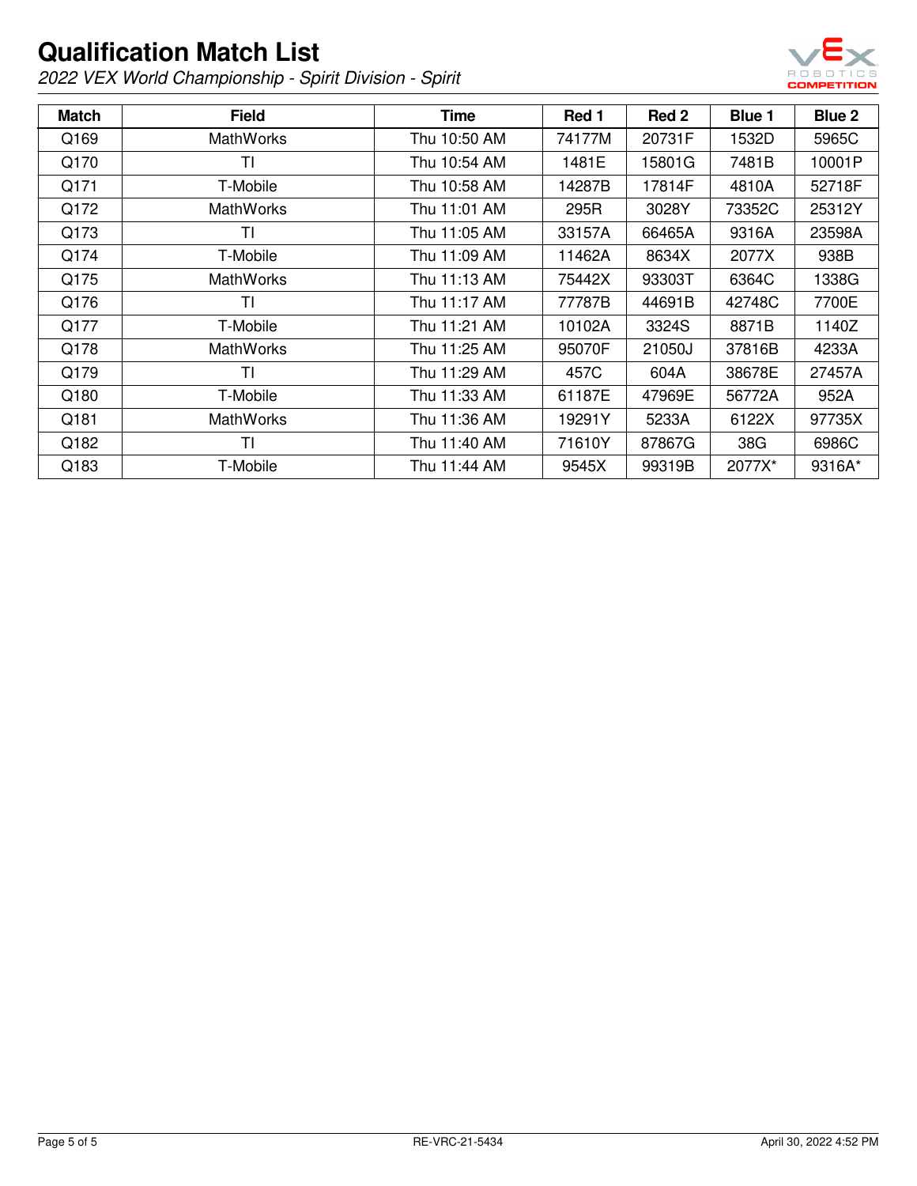# Qualification Match List

*2022 VEX World Championship - Spirit Division - Spirit*

| Match | Field | Time | Red 1 | Red 2 | Blue 1 | Blue 2 |
|---|---|---|---|---|---|---|
| Q169 | MathWorks | Thu 10:50 AM | 74177M | 20731F | 1532D | 5965C |
| Q170 | TI | Thu 10:54 AM | 1481E | 15801G | 7481B | 10001P |
| Q171 | T-Mobile | Thu 10:58 AM | 14287B | 17814F | 4810A | 52718F |
| Q172 | MathWorks | Thu 11:01 AM | 295R | 3028Y | 73352C | 25312Y |
| Q173 | TI | Thu 11:05 AM | 33157A | 66465A | 9316A | 23598A |
| Q174 | T-Mobile | Thu 11:09 AM | 11462A | 8634X | 2077X | 938B |
| Q175 | MathWorks | Thu 11:13 AM | 75442X | 93303T | 6364C | 1338G |
| Q176 | TI | Thu 11:17 AM | 77787B | 44691B | 42748C | 7700E |
| Q177 | T-Mobile | Thu 11:21 AM | 10102A | 3324S | 8871B | 1140Z |
| Q178 | MathWorks | Thu 11:25 AM | 95070F | 21050J | 37816B | 4233A |
| Q179 | TI | Thu 11:29 AM | 457C | 604A | 38678E | 27457A |
| Q180 | T-Mobile | Thu 11:33 AM | 61187E | 47969E | 56772A | 952A |
| Q181 | MathWorks | Thu 11:36 AM | 19291Y | 5233A | 6122X | 97735X |
| Q182 | TI | Thu 11:40 AM | 71610Y | 87867G | 38G | 6986C |
| Q183 | T-Mobile | Thu 11:44 AM | 9545X | 99319B | 2077X* | 9316A* |

RE-VRC-21-5434

April 30, 2022 4:52 PM